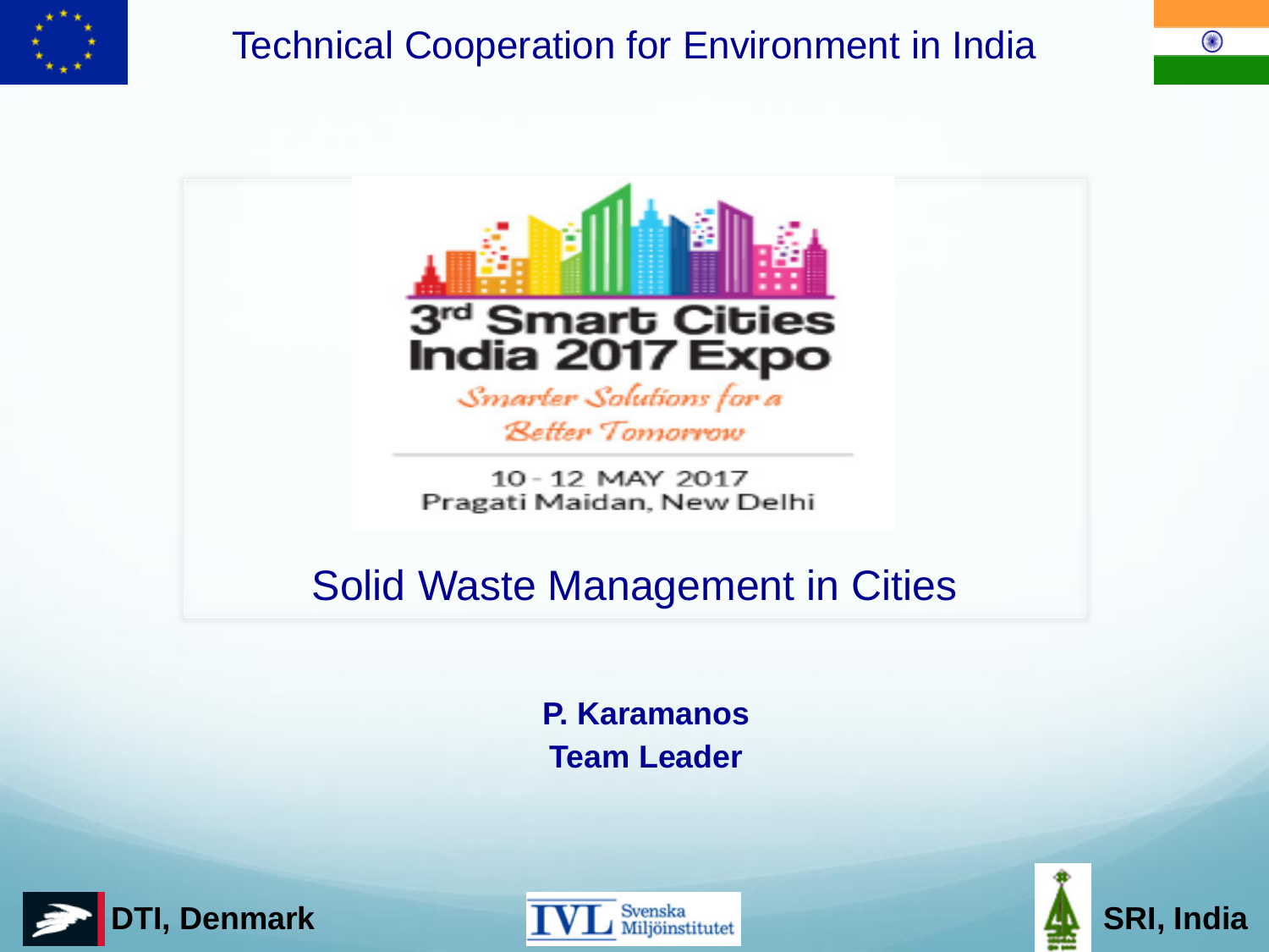# Technical Cooperation for Environment in India

3rd Smart Cities India 2017 Expo

*Smarter Solutions for a Better Tomorrow*

10 - 12 MAY 2017
Pragati Maidan, New Delhi

## Solid Waste Management in Cities

**P. Karamanos**
**Team Leader**

**DTI, Denmark**

IVL Svenska Miljöinstitutet

**SRI, India**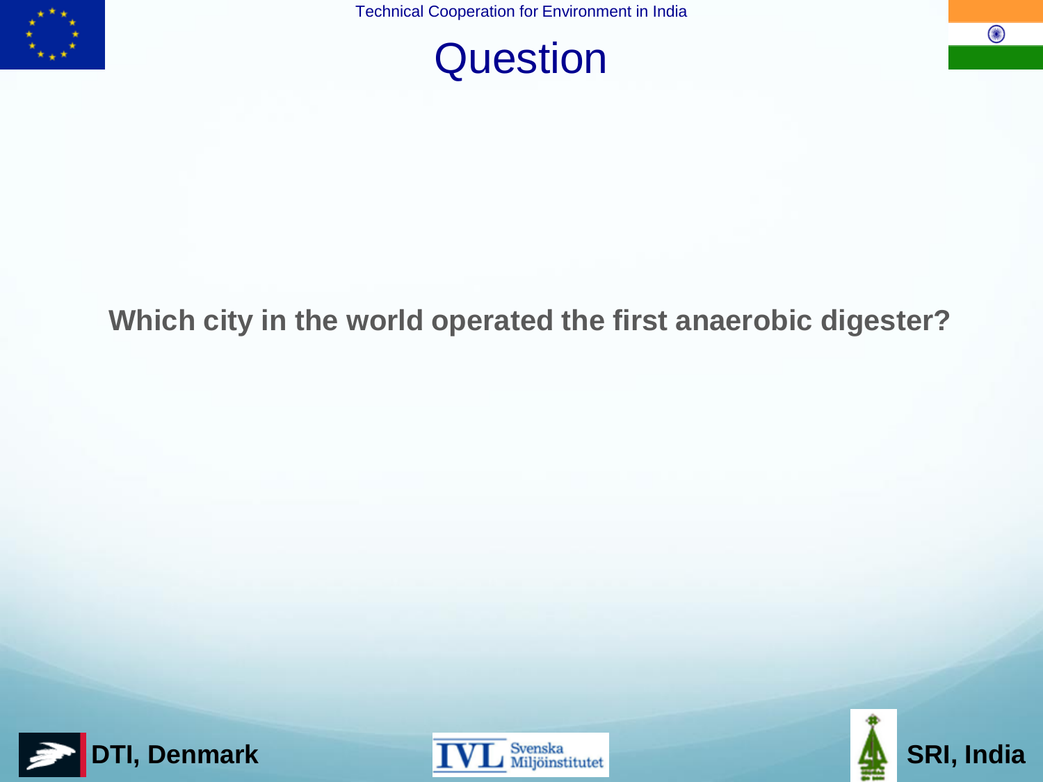# Question

**Which city in the world operated the first anaerobic digester?**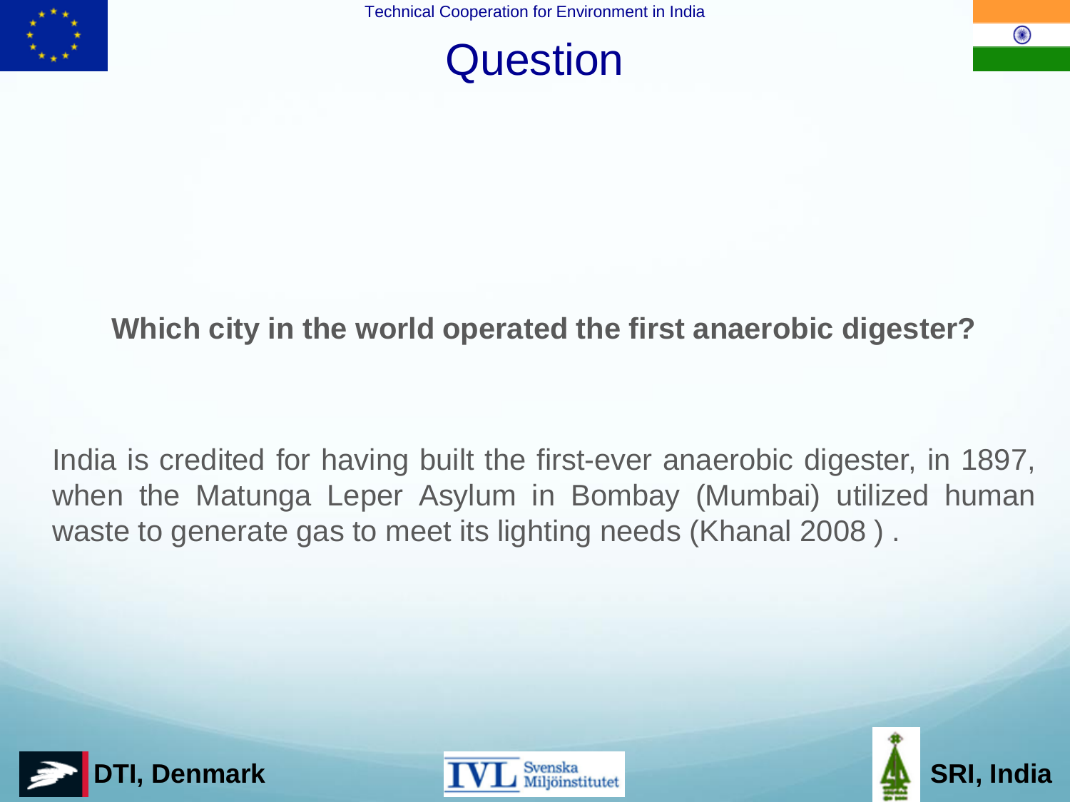# Question

**Which city in the world operated the first anaerobic digester?**

India is credited for having built the first-ever anaerobic digester, in 1897, when the Matunga Leper Asylum in Bombay (Mumbai) utilized human waste to generate gas to meet its lighting needs (Khanal 2008 ) .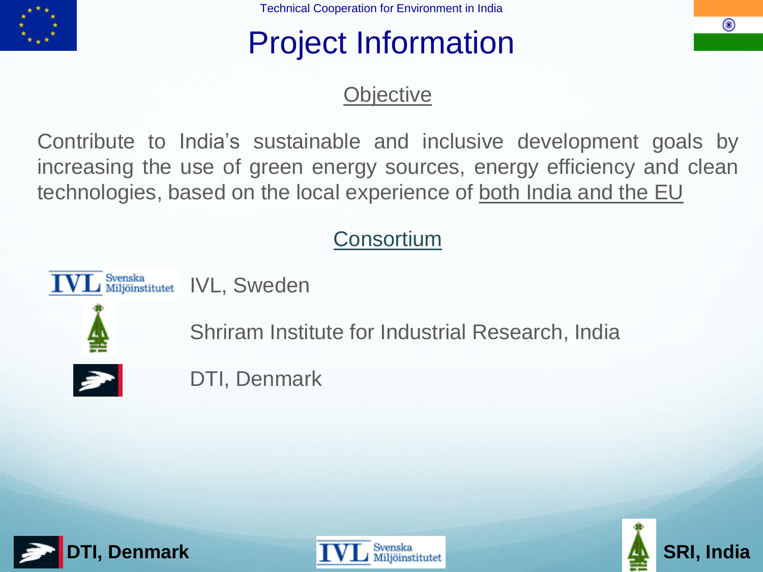# Project Information

## Objective

Contribute to India's sustainable and inclusive development goals by increasing the use of green energy sources, energy efficiency and clean technologies, based on the local experience of both India and the EU

## Consortium

- IVL, Sweden
- Shriram Institute for Industrial Research, India
- DTI, Denmark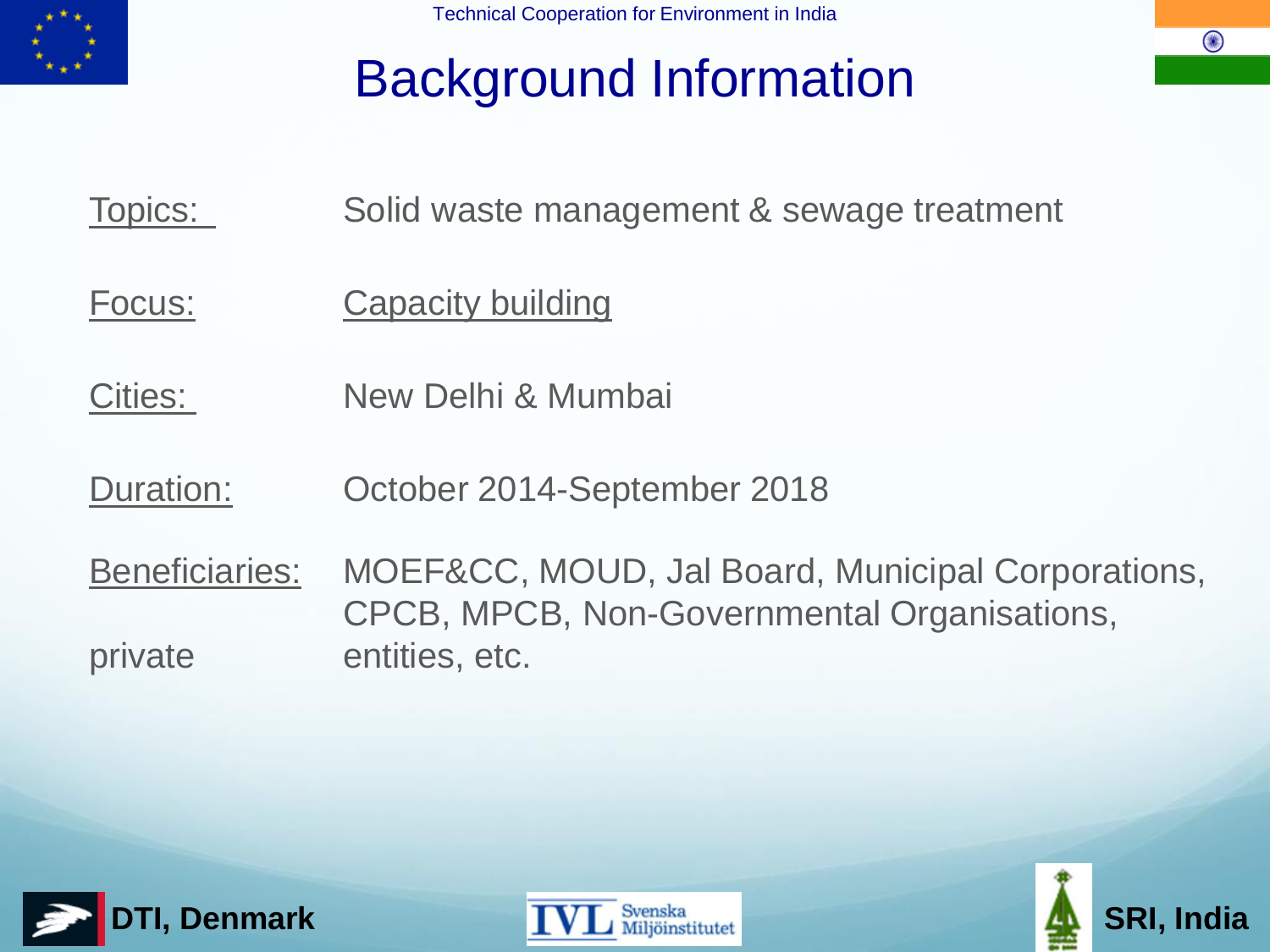# Background Information

| | |
|---|---|
| Topics: | Solid waste management & sewage treatment |
| Focus: | Capacity building |
| Cities: | New Delhi & Mumbai |
| Duration: | October 2014-September 2018 |
| Beneficiaries: | MOEF&CC, MOUD, Jal Board, Municipal Corporations, CPCB, MPCB, Non-Governmental Organisations, private entities, etc. |

DTI, Denmark

IVL Svenska Miljöinstitutet

SRI, India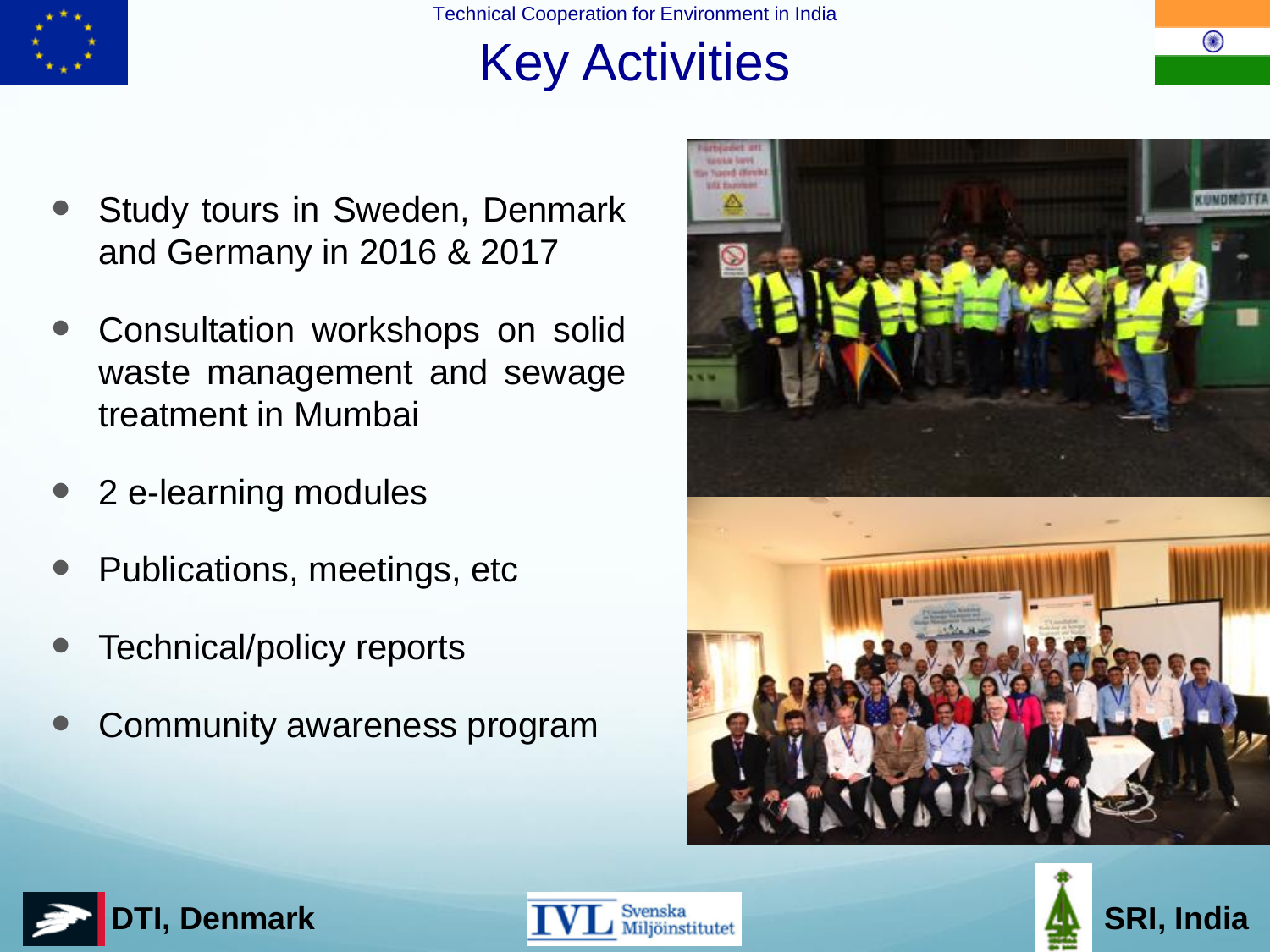Technical Cooperation for Environment in India

# Key Activities

- Study tours in Sweden, Denmark and Germany in 2016 & 2017
- Consultation workshops on solid waste management and sewage treatment in Mumbai
- 2 e-learning modules
- Publications, meetings, etc
- Technical/policy reports
- Community awareness program

**DTI, Denmark** IVL Svenska Miljöinstitutet **SRI, India**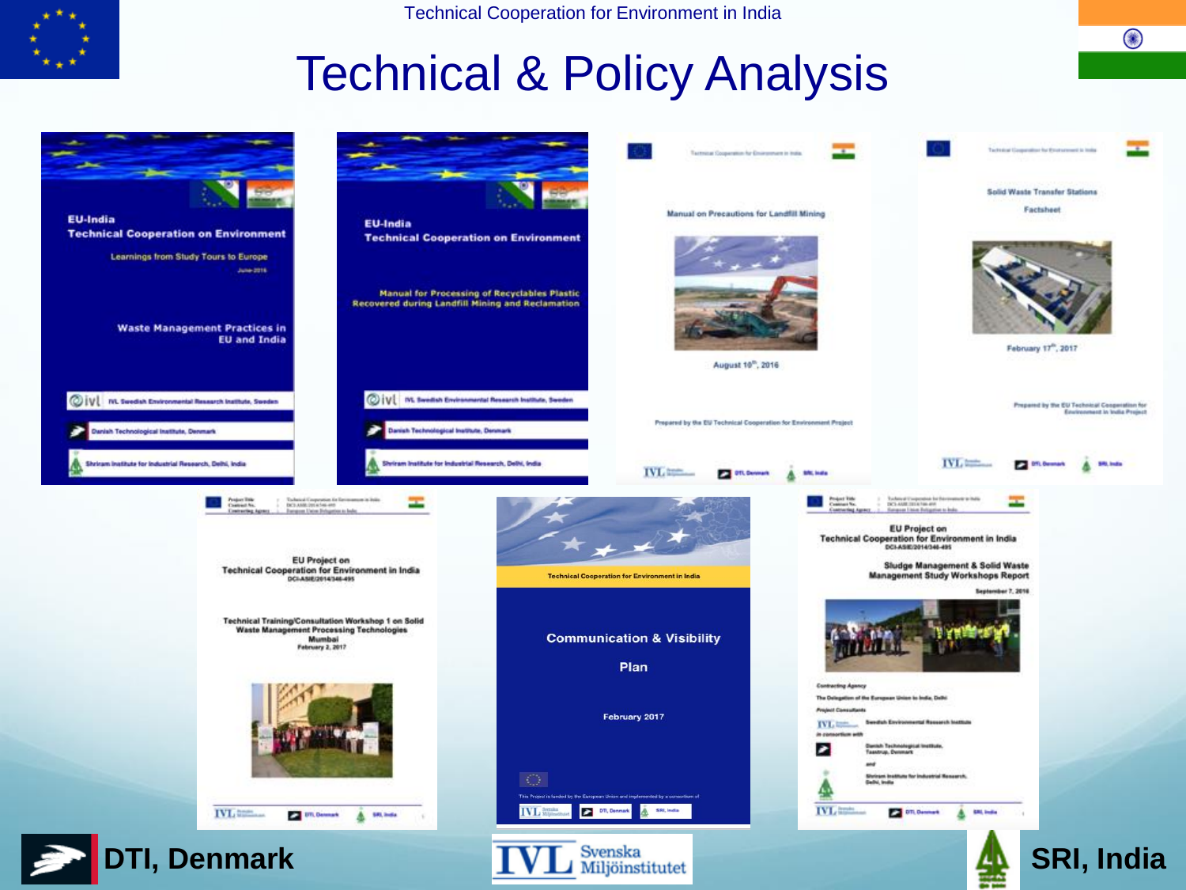# Technical & Policy Analysis

**EU-India Technical Cooperation on Environment**

Learnings from Study Tours to Europe

June 2016

Waste Management Practices in EU and India

IVL Swedish Environmental Research Institute, Sweden

Danish Technological Institute, Denmark

Shriram Institute for Industrial Research, Delhi, India

**EU-India Technical Cooperation on Environment**

Manual for Processing of Recyclables Plastic Recovered during Landfill Mining and Reclamation

IVL Swedish Environmental Research Institute, Sweden

Danish Technological Institute, Denmark

Shriram Institute for Industrial Research, Delhi, India

Manual on Precautions for Landfill Mining

August 10th, 2016

Prepared by the EU Technical Cooperation for Environment Project

Solid Waste Transfer Stations

Factsheet

February 17th, 2017

Prepared by the EU Technical Cooperation for Environment in India Project

EU Project on Technical Cooperation for Environment in India

DCI-ASIE/2014/346-495

Technical Training/Consultation Workshop 1 on Solid Waste Management Processing Technologies

Mumbai

February 2, 2017

Technical Cooperation for Environment in India

Communication & Visibility Plan

February 2017

EU Project on Technical Cooperation for Environment in India

DCI-ASIE/2014/346-495

Sludge Management & Solid Waste Management Study Workshops Report

September 7, 2016

DTI, Denmark

IVL Svenska Miljöinstitutet

SRI, India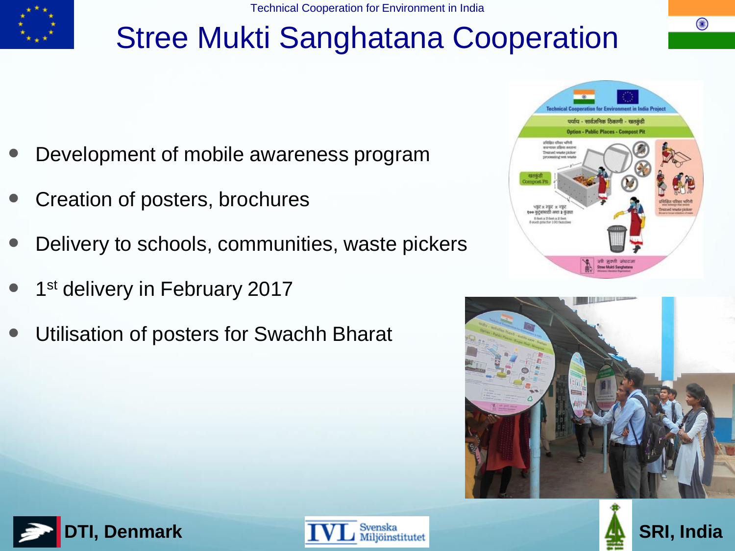# Stree Mukti Sanghatana Cooperation

- Development of mobile awareness program
- Creation of posters, brochures
- Delivery to schools, communities, waste pickers
- 1st delivery in February 2017
- Utilisation of posters for Swachh Bharat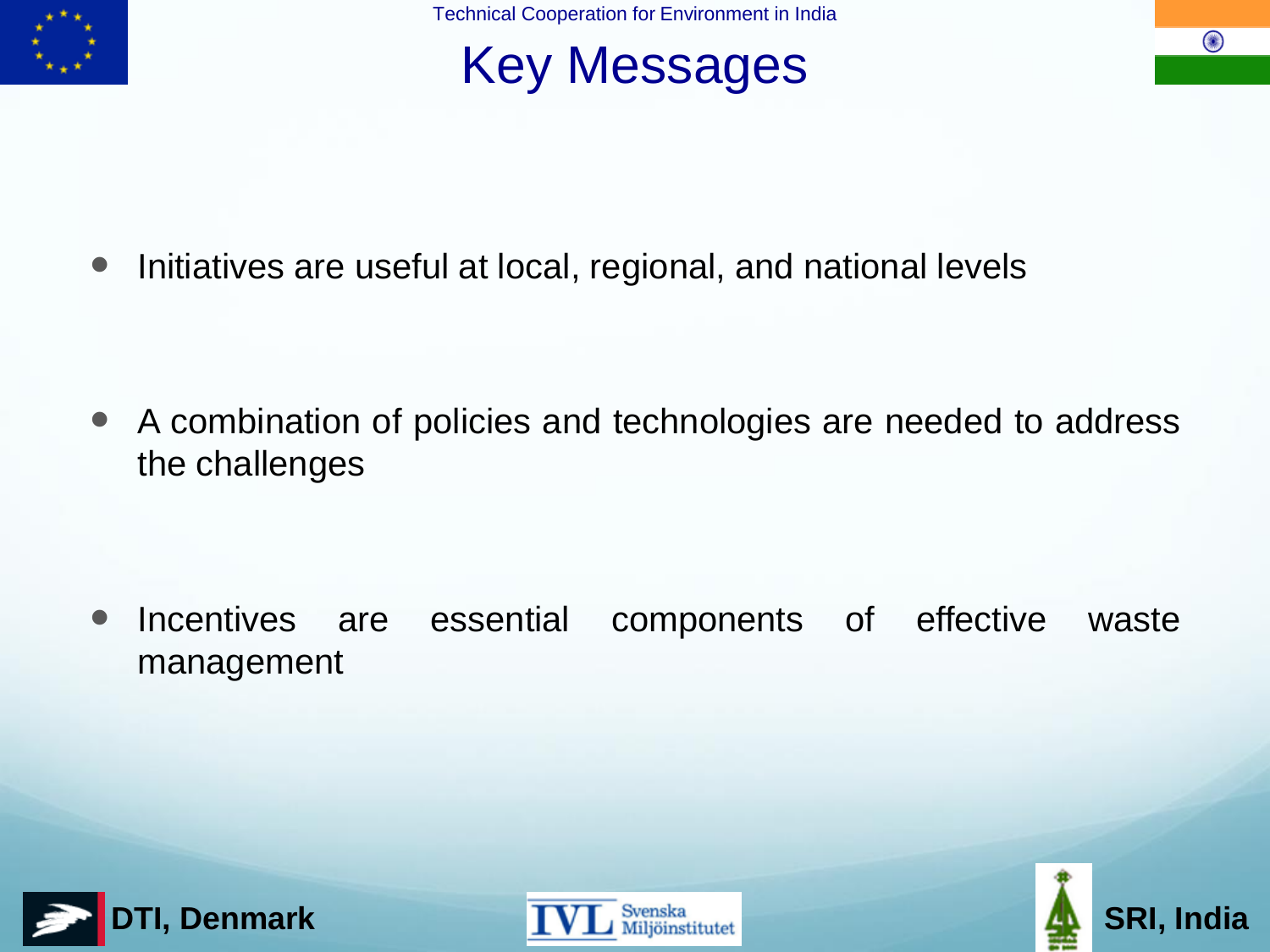# Key Messages

- Initiatives are useful at local, regional, and national levels
- A combination of policies and technologies are needed to address the challenges
- Incentives are essential components of effective waste management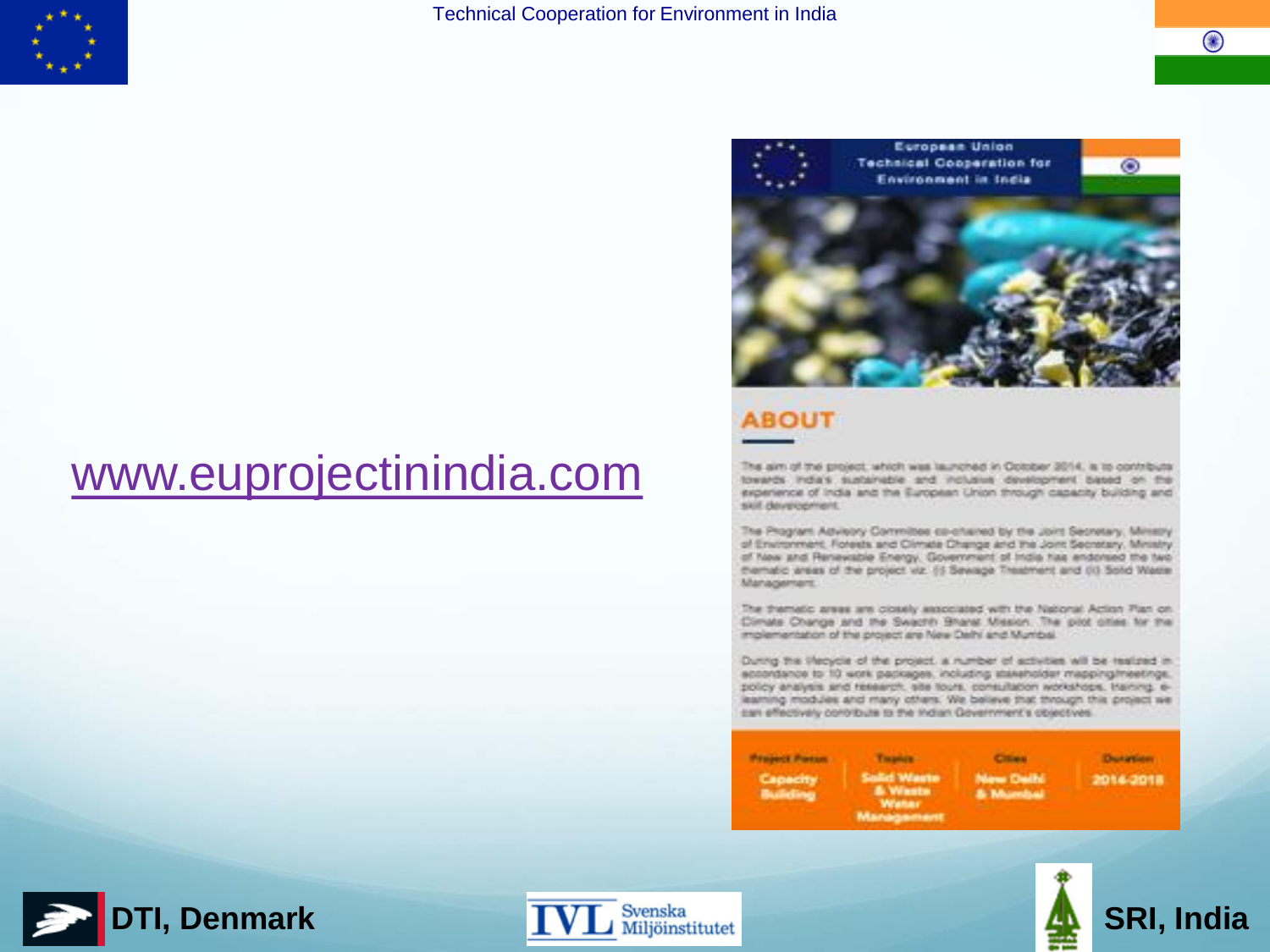Technical Cooperation for Environment in India

[www.euprojectinindia.com](http://www.euprojectinindia.com)

European Union Technical Cooperation for Environment in India

## ABOUT

The aim of the project, which was launched in October 2014, is to contribute towards India's sustainable and inclusive development based on the experience of India and the European Union through capacity building and skill development.

The Program Advisory Committee co-chaired by the Joint Secretary, Ministry of Environment, Forests and Climate Change and the Joint Secretary, Ministry of New and Renewable Energy, Government of India has endorsed the two thematic areas of the project viz. (i) Sewage Treatment and (ii) Solid Waste Management.

The thematic areas are closely associated with the National Action Plan on Climate Change and the Swachh Bharat Mission. The pilot cities for the implementation of the project are New Delhi and Mumbai.

During the lifecycle of the project, a number of activities will be realized in accordance to 10 work packages, including stakeholder mapping/meetings, policy analysis and research, site tours, consultation workshops, training, e-learning modules and many others. We believe that through this project we can effectively contribute to the Indian Government's objectives.

| Project Focus | Topics | Cities | Duration |
| --- | --- | --- | --- |
| Capacity Building | Solid Waste & Waste Water Management | New Delhi & Mumbai | 2014-2018 |

**DTI, Denmark**

IVL Svenska Miljöinstitutet

**SRI, India**